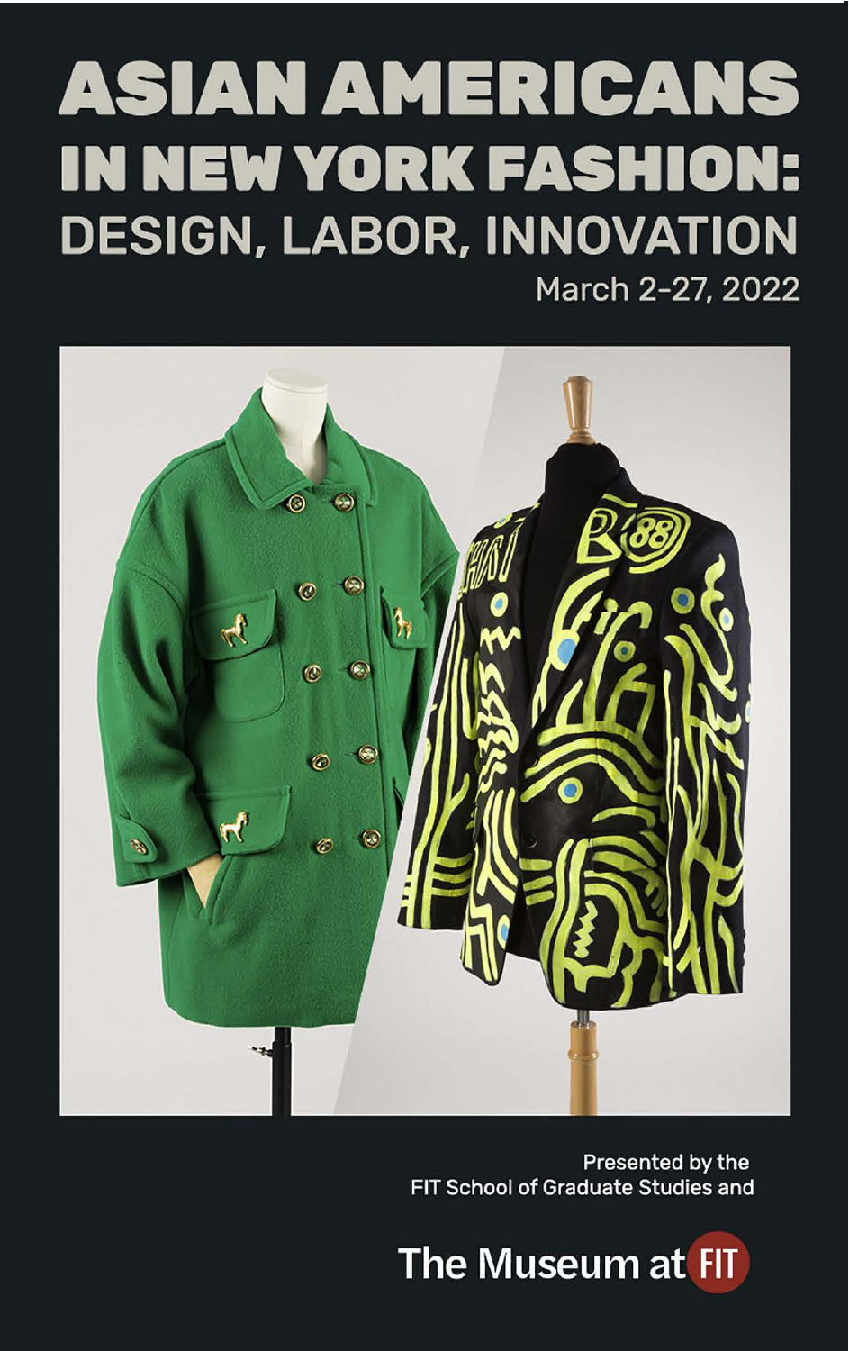# ASIAN AMERICANS IN NEW YORK FASHION: DESIGN, LABOR, INNOVATION

March 2-27, 2022

Presented by the
FIT School of Graduate Studies and

The Museum at FIT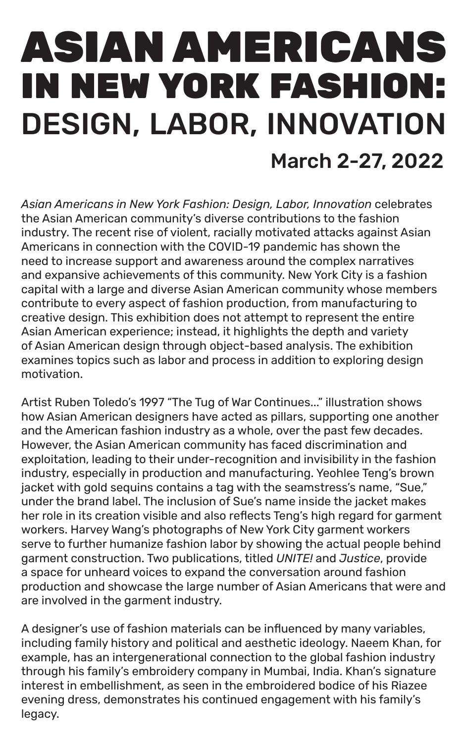# ASIAN AMERICANS IN NEW YORK FASHION:
# DESIGN, LABOR, INNOVATION

## March 2-27, 2022

*Asian Americans in New York Fashion: Design, Labor, Innovation* celebrates the Asian American community's diverse contributions to the fashion industry. The recent rise of violent, racially motivated attacks against Asian Americans in connection with the COVID-19 pandemic has shown the need to increase support and awareness around the complex narratives and expansive achievements of this community. New York City is a fashion capital with a large and diverse Asian American community whose members contribute to every aspect of fashion production, from manufacturing to creative design. This exhibition does not attempt to represent the entire Asian American experience; instead, it highlights the depth and variety of Asian American design through object-based analysis. The exhibition examines topics such as labor and process in addition to exploring design motivation.

Artist Ruben Toledo's 1997 "The Tug of War Continues…" illustration shows how Asian American designers have acted as pillars, supporting one another and the American fashion industry as a whole, over the past few decades. However, the Asian American community has faced discrimination and exploitation, leading to their under-recognition and invisibility in the fashion industry, especially in production and manufacturing. Yeohlee Teng's brown jacket with gold sequins contains a tag with the seamstress's name, "Sue," under the brand label. The inclusion of Sue's name inside the jacket makes her role in its creation visible and also reflects Teng's high regard for garment workers. Harvey Wang's photographs of New York City garment workers serve to further humanize fashion labor by showing the actual people behind garment construction. Two publications, titled *UNITE!* and *Justice*, provide a space for unheard voices to expand the conversation around fashion production and showcase the large number of Asian Americans that were and are involved in the garment industry.

A designer's use of fashion materials can be influenced by many variables, including family history and political and aesthetic ideology. Naeem Khan, for example, has an intergenerational connection to the global fashion industry through his family's embroidery company in Mumbai, India. Khan's signature interest in embellishment, as seen in the embroidered bodice of his Riazee evening dress, demonstrates his continued engagement with his family's legacy.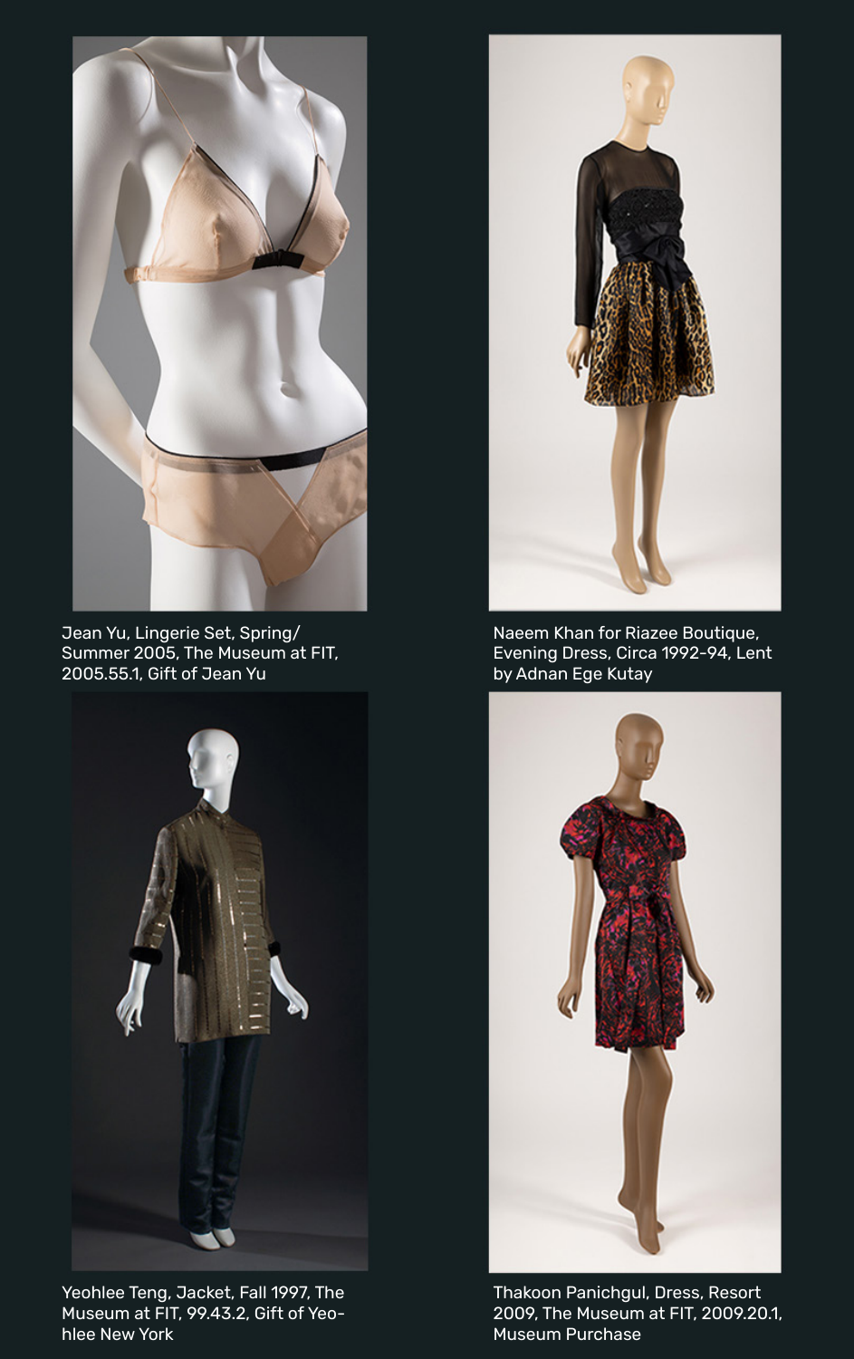Jean Yu, Lingerie Set, Spring/Summer 2005, The Museum at FIT, 2005.55.1, Gift of Jean Yu

Naeem Khan for Riazee Boutique, Evening Dress, Circa 1992-94, Lent by Adnan Ege Kutay

Yeohlee Teng, Jacket, Fall 1997, The Museum at FIT, 99.43.2, Gift of Yeohlee New York

Thakoon Panichgul, Dress, Resort 2009, The Museum at FIT, 2009.20.1, Museum Purchase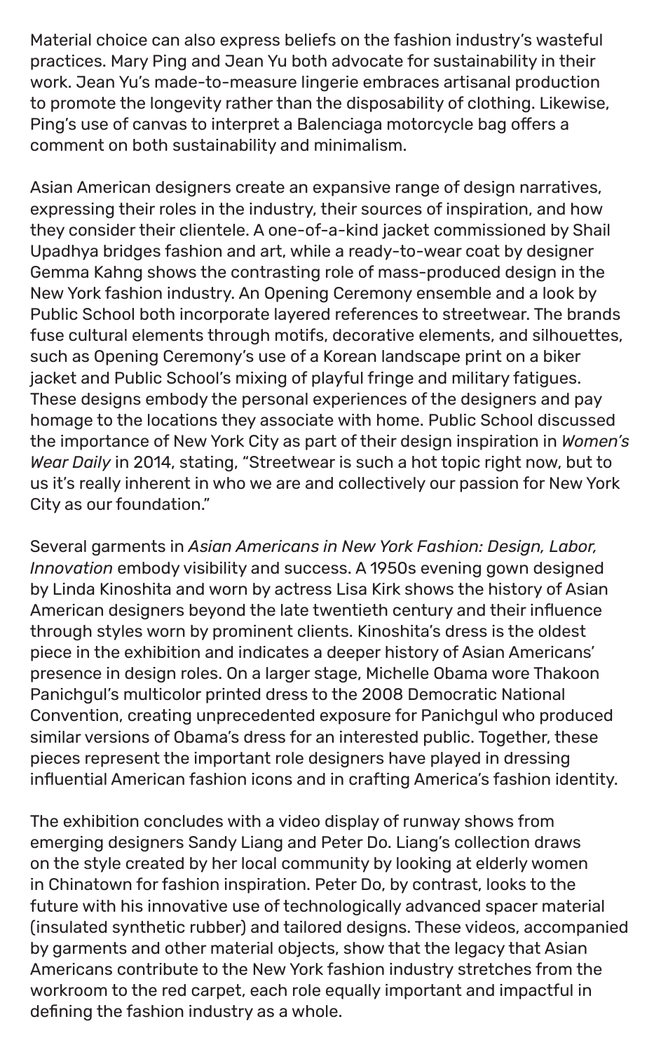Material choice can also express beliefs on the fashion industry's wasteful practices. Mary Ping and Jean Yu both advocate for sustainability in their work. Jean Yu's made-to-measure lingerie embraces artisanal production to promote the longevity rather than the disposability of clothing. Likewise, Ping's use of canvas to interpret a Balenciaga motorcycle bag offers a comment on both sustainability and minimalism.

Asian American designers create an expansive range of design narratives, expressing their roles in the industry, their sources of inspiration, and how they consider their clientele. A one-of-a-kind jacket commissioned by Shail Upadhya bridges fashion and art, while a ready-to-wear coat by designer Gemma Kahng shows the contrasting role of mass-produced design in the New York fashion industry. An Opening Ceremony ensemble and a look by Public School both incorporate layered references to streetwear. The brands fuse cultural elements through motifs, decorative elements, and silhouettes, such as Opening Ceremony's use of a Korean landscape print on a biker jacket and Public School's mixing of playful fringe and military fatigues. These designs embody the personal experiences of the designers and pay homage to the locations they associate with home. Public School discussed the importance of New York City as part of their design inspiration in *Women's Wear Daily* in 2014, stating, "Streetwear is such a hot topic right now, but to us it's really inherent in who we are and collectively our passion for New York City as our foundation."

Several garments in *Asian Americans in New York Fashion: Design, Labor, Innovation* embody visibility and success. A 1950s evening gown designed by Linda Kinoshita and worn by actress Lisa Kirk shows the history of Asian American designers beyond the late twentieth century and their influence through styles worn by prominent clients. Kinoshita's dress is the oldest piece in the exhibition and indicates a deeper history of Asian Americans' presence in design roles. On a larger stage, Michelle Obama wore Thakoon Panichgul's multicolor printed dress to the 2008 Democratic National Convention, creating unprecedented exposure for Panichgul who produced similar versions of Obama's dress for an interested public. Together, these pieces represent the important role designers have played in dressing influential American fashion icons and in crafting America's fashion identity.

The exhibition concludes with a video display of runway shows from emerging designers Sandy Liang and Peter Do. Liang's collection draws on the style created by her local community by looking at elderly women in Chinatown for fashion inspiration. Peter Do, by contrast, looks to the future with his innovative use of technologically advanced spacer material (insulated synthetic rubber) and tailored designs. These videos, accompanied by garments and other material objects, show that the legacy that Asian Americans contribute to the New York fashion industry stretches from the workroom to the red carpet, each role equally important and impactful in defining the fashion industry as a whole.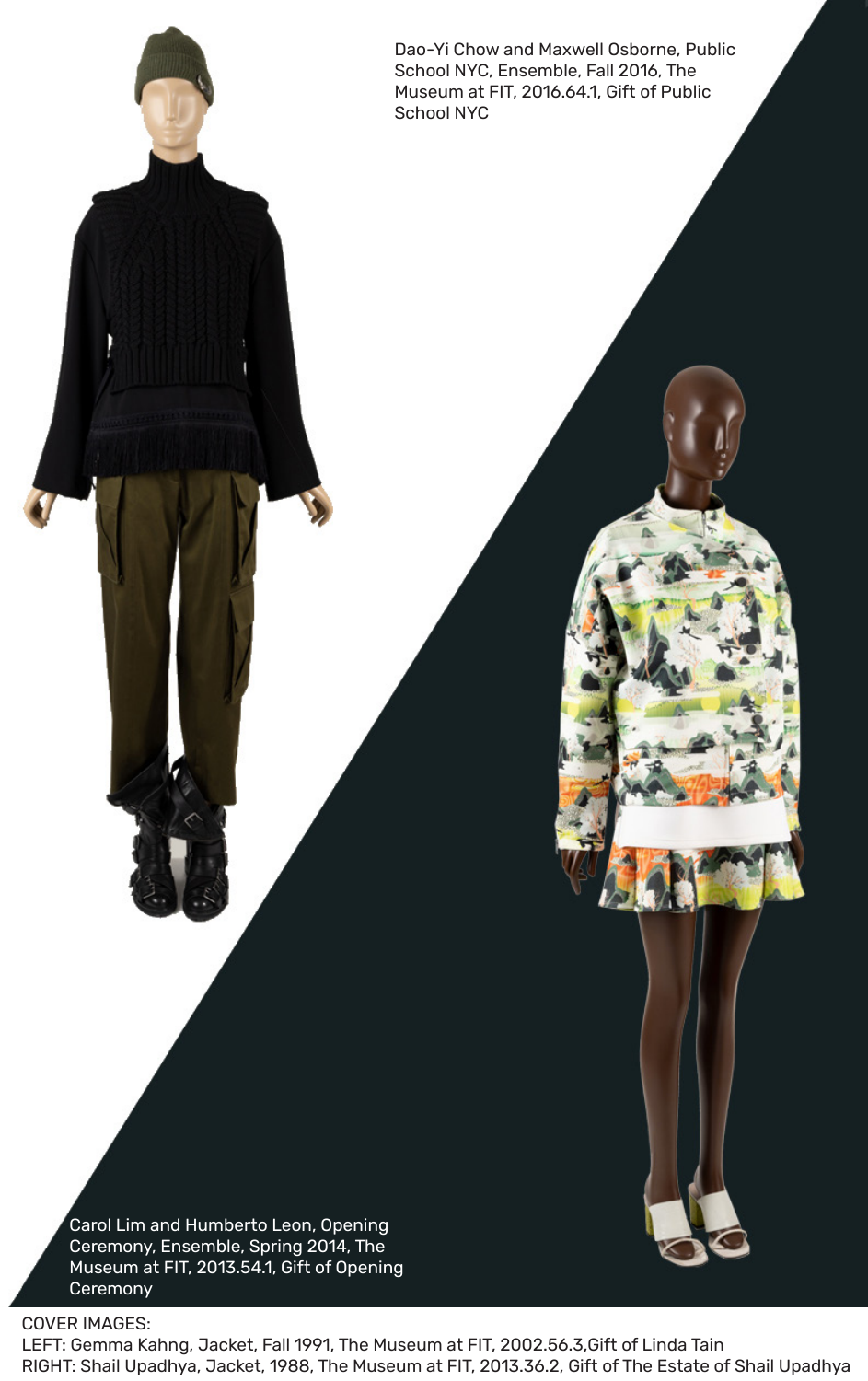Dao-Yi Chow and Maxwell Osborne, Public School NYC, Ensemble, Fall 2016, The Museum at FIT, 2016.64.1, Gift of Public School NYC

Carol Lim and Humberto Leon, Opening Ceremony, Ensemble, Spring 2014, The Museum at FIT, 2013.54.1, Gift of Opening Ceremony

COVER IMAGES:
LEFT: Gemma Kahng, Jacket, Fall 1991, The Museum at FIT, 2002.56.3,Gift of Linda Tain
RIGHT: Shail Upadhya, Jacket, 1988, The Museum at FIT, 2013.36.2, Gift of The Estate of Shail Upadhya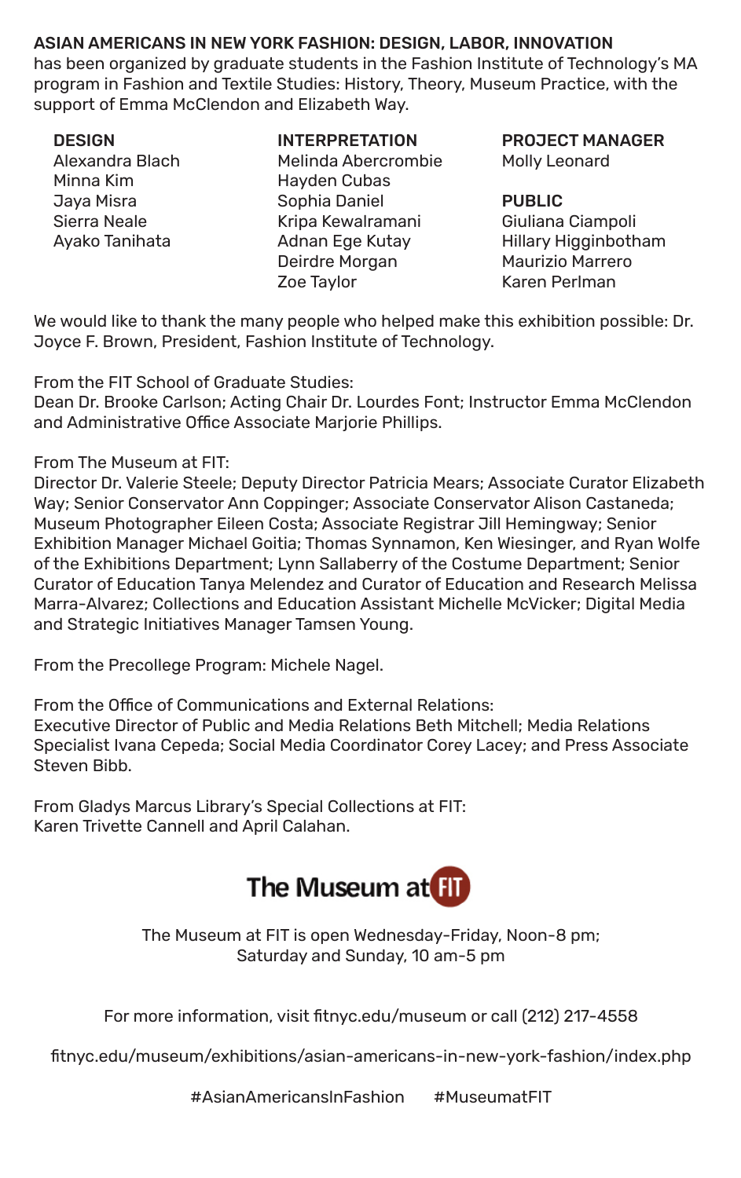**ASIAN AMERICANS IN NEW YORK FASHION: DESIGN, LABOR, INNOVATION** has been organized by graduate students in the Fashion Institute of Technology's MA program in Fashion and Textile Studies: History, Theory, Museum Practice, with the support of Emma McClendon and Elizabeth Way.

**DESIGN**
Alexandra Blach
Minna Kim
Jaya Misra
Sierra Neale
Ayako Tanihata

**INTERPRETATION**
Melinda Abercrombie
Hayden Cubas
Sophia Daniel
Kripa Kewalramani
Adnan Ege Kutay
Deirdre Morgan
Zoe Taylor

**PROJECT MANAGER**
Molly Leonard

**PUBLIC**
Giuliana Ciampoli
Hillary Higginbotham
Maurizio Marrero
Karen Perlman

We would like to thank the many people who helped make this exhibition possible: Dr. Joyce F. Brown, President, Fashion Institute of Technology.

From the FIT School of Graduate Studies:
Dean Dr. Brooke Carlson; Acting Chair Dr. Lourdes Font; Instructor Emma McClendon and Administrative Office Associate Marjorie Phillips.

From The Museum at FIT:
Director Dr. Valerie Steele; Deputy Director Patricia Mears; Associate Curator Elizabeth Way; Senior Conservator Ann Coppinger; Associate Conservator Alison Castaneda; Museum Photographer Eileen Costa; Associate Registrar Jill Hemingway; Senior Exhibition Manager Michael Goitia; Thomas Synnamon, Ken Wiesinger, and Ryan Wolfe of the Exhibitions Department; Lynn Sallaberry of the Costume Department; Senior Curator of Education Tanya Melendez and Curator of Education and Research Melissa Marra-Alvarez; Collections and Education Assistant Michelle McVicker; Digital Media and Strategic Initiatives Manager Tamsen Young.

From the Precollege Program: Michele Nagel.

From the Office of Communications and External Relations:
Executive Director of Public and Media Relations Beth Mitchell; Media Relations Specialist Ivana Cepeda; Social Media Coordinator Corey Lacey; and Press Associate Steven Bibb.

From Gladys Marcus Library's Special Collections at FIT:
Karen Trivette Cannell and April Calahan.

The Museum at FIT

The Museum at FIT is open Wednesday-Friday, Noon-8 pm;
Saturday and Sunday, 10 am-5 pm

For more information, visit fitnyc.edu/museum or call (212) 217-4558

fitnyc.edu/museum/exhibitions/asian-americans-in-new-york-fashion/index.php

#AsianAmericansInFashion #MuseumatFIT